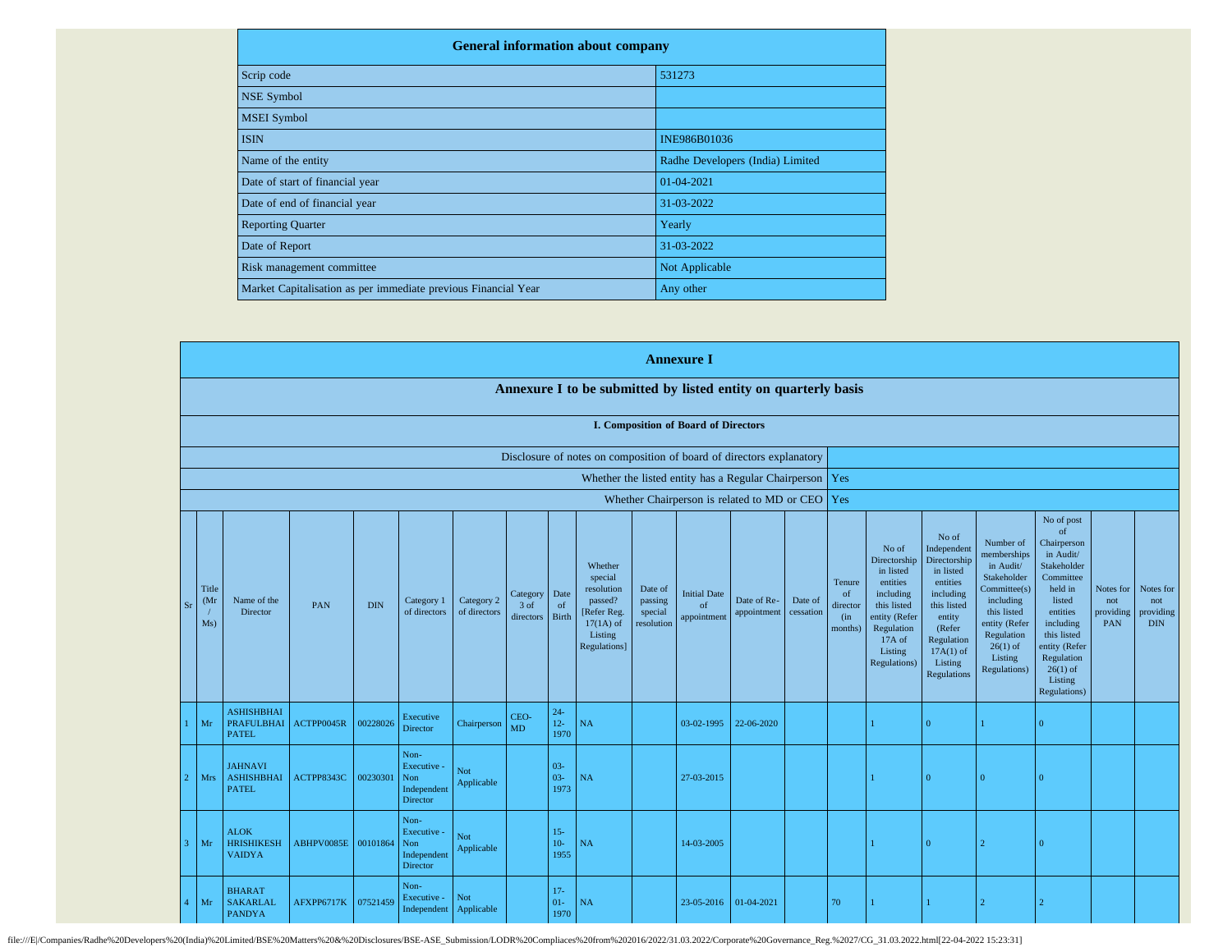## General information about company

| | |
|---|---|
| Scrip code | 531273 |
| NSE Symbol | |
| MSEI Symbol | |
| ISIN | INE986B01036 |
| Name of the entity | Radhe Developers (India) Limited |
| Date of start of financial year | 01-04-2021 |
| Date of end of financial year | 31-03-2022 |
| Reporting Quarter | Yearly |
| Date of Report | 31-03-2022 |
| Risk management committee | Not Applicable |
| Market Capitalisation as per immediate previous Financial Year | Any other |

## Annexure I

### Annexure I to be submitted by listed entity on quarterly basis

#### I. Composition of Board of Directors

| | |
|---|---|
| Disclosure of notes on composition of board of directors explanatory | |
| Whether the listed entity has a Regular Chairperson | Yes |
| Whether Chairperson is related to MD or CEO | Yes |

| Sr | Title (Mr / Ms) | Name of the Director | PAN | DIN | Category 1 of directors | Category 2 of directors | Category 3 of directors | Date of Birth | Whether special resolution passed? [Refer Reg. 17(1A) of Listing Regulations] | Date of passing special resolution | Initial Date of appointment | Date of Re-appointment | Date of cessation | Tenure of director (in months) | No of Directorship in listed entities including this listed entity (Refer Regulation 17A of Listing Regulations) | No of Independent Directorship in listed entities including this listed entity (Refer Regulation 17A(1) of Listing Regulations | Number of memberships in Audit/ Stakeholder Committee(s) including this listed entity (Refer Regulation 26(1) of Listing Regulations) | No of post of Chairperson in Audit/ Stakeholder Committee held in listed entities including this listed entity (Refer Regulation 26(1) of Listing Regulations) | Notes for not providing PAN | Notes for not providing DIN |
|---|---|---|---|---|---|---|---|---|---|---|---|---|---|---|---|---|---|---|---|---|
| 1 | Mr | ASHISHBHAI PRAFULBHAI PATEL | ACTPP0045R | 00228026 | Executive Director | Chairperson | CEO-MD | 24-12-1970 | NA | | 03-02-1995 | 22-06-2020 | | | 1 | 0 | 1 | 0 | | |
| 2 | Mrs | JAHNAVI ASHISHBHAI PATEL | ACTPP8343C | 00230301 | Non-Executive - Non Independent Director | Not Applicable | | 03-03-1973 | NA | | 27-03-2015 | | | | 1 | 0 | 0 | 0 | | |
| 3 | Mr | ALOK HRISHIKESH VAIDYA | ABHPV0085E | 00101864 | Non-Executive - Non Independent Director | Not Applicable | | 15-10-1955 | NA | | 14-03-2005 | | | | 1 | 0 | 2 | 0 | | |
| 4 | Mr | BHARAT SAKARLAL PANDYA | AFXPP6717K | 07521459 | Non-Executive - Independent | Not Applicable | | 17-01-1970 | NA | | 23-05-2016 | 01-04-2021 | | 70 | 1 | 1 | 2 | 2 | | |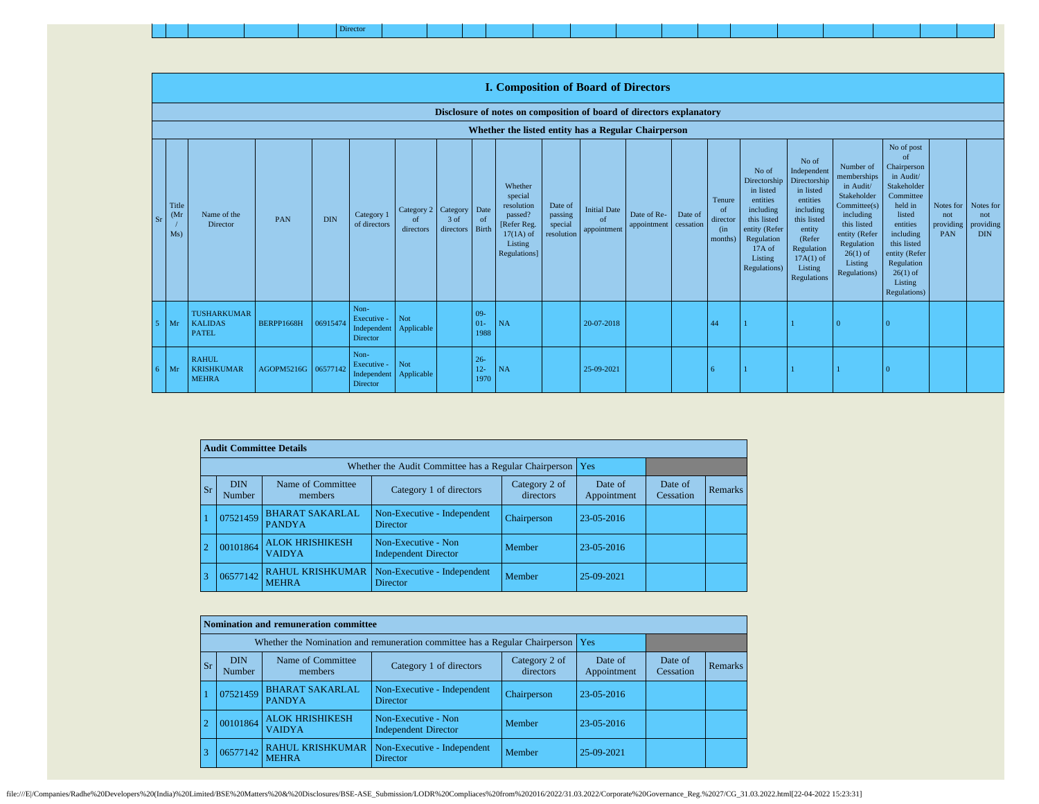| | | | | | Director | | | | | | | | | | | | | | | |
|---|---|---|---|---|---|---|---|---|---|---|---|---|---|---|---|---|---|---|---|---|

## I. Composition of Board of Directors

**Disclosure of notes on composition of board of directors explanatory**

**Whether the listed entity has a Regular Chairperson**

| Sr | Title (Mr / Ms) | Name of the Director | PAN | DIN | Category 1 of directors | Category 2 of directors | Category 3 of directors | Date of Birth | Whether special resolution passed? [Refer Reg. 17(1A) of Listing Regulations] | Date of passing special resolution | Initial Date of appointment | Date of Re-appointment | Date of cessation | Tenure of director (in months) | No of Directorship in listed entities including this listed entity (Refer Regulation 17A of Listing Regulations) | No of Independent Directorship in listed entities including this listed entity (Refer Regulation 17A(1) of Listing Regulations | Number of memberships in Audit/ Stakeholder Committee(s) including this listed entity (Refer Regulation 26(1) of Listing Regulations) | No of post of Chairperson in Audit/ Stakeholder Committee held in listed entities including this listed entity (Refer Regulation 26(1) of Listing Regulations) | Notes for not providing PAN | Notes for not providing DIN |
|---|---|---|---|---|---|---|---|---|---|---|---|---|---|---|---|---|---|---|---|---|
| 5 | Mr | TUSHARKUMAR KALIDAS PATEL | BERPP1668H | 06915474 | Non-Executive - Independent Director | Not Applicable | | 09-01-1988 | NA | | 20-07-2018 | | | 44 | 1 | 1 | 0 | 0 | | |
| 6 | Mr | RAHUL KRISHKUMAR MEHRA | AGOPM5216G | 06577142 | Non-Executive - Independent Director | Not Applicable | | 26-12-1970 | NA | | 25-09-2021 | | | 6 | 1 | 1 | 1 | 0 | | |

**Audit Committee Details**

| Whether the Audit Committee has a Regular Chairperson | | | | Yes | | |
|---|---|---|---|---|---|---|
| **Sr** | **DIN Number** | **Name of Committee members** | **Category 1 of directors** | **Category 2 of directors** | **Date of Appointment** | **Date of Cessation** | **Remarks** |
| 1 | 07521459 | BHARAT SAKARLAL PANDYA | Non-Executive - Independent Director | Chairperson | 23-05-2016 | | |
| 2 | 00101864 | ALOK HRISHIKESH VAIDYA | Non-Executive - Non Independent Director | Member | 23-05-2016 | | |
| 3 | 06577142 | RAHUL KRISHKUMAR MEHRA | Non-Executive - Independent Director | Member | 25-09-2021 | | |

**Nomination and remuneration committee**

| Sr | DIN Number | Name of Committee members | Category 1 of directors | Category 2 of directors | Date of Appointment | Date of Cessation | Remarks |
|---|---|---|---|---|---|---|---|
| | | | Whether the Nomination and remuneration committee has a Regular Chairperson | Yes | | | |
| 1 | 07521459 | BHARAT SAKARLAL PANDYA | Non-Executive - Independent Director | Chairperson | 23-05-2016 | | |
| 2 | 00101864 | ALOK HRISHIKESH VAIDYA | Non-Executive - Non Independent Director | Member | 23-05-2016 | | |
| 3 | 06577142 | RAHUL KRISHKUMAR MEHRA | Non-Executive - Independent Director | Member | 25-09-2021 | | |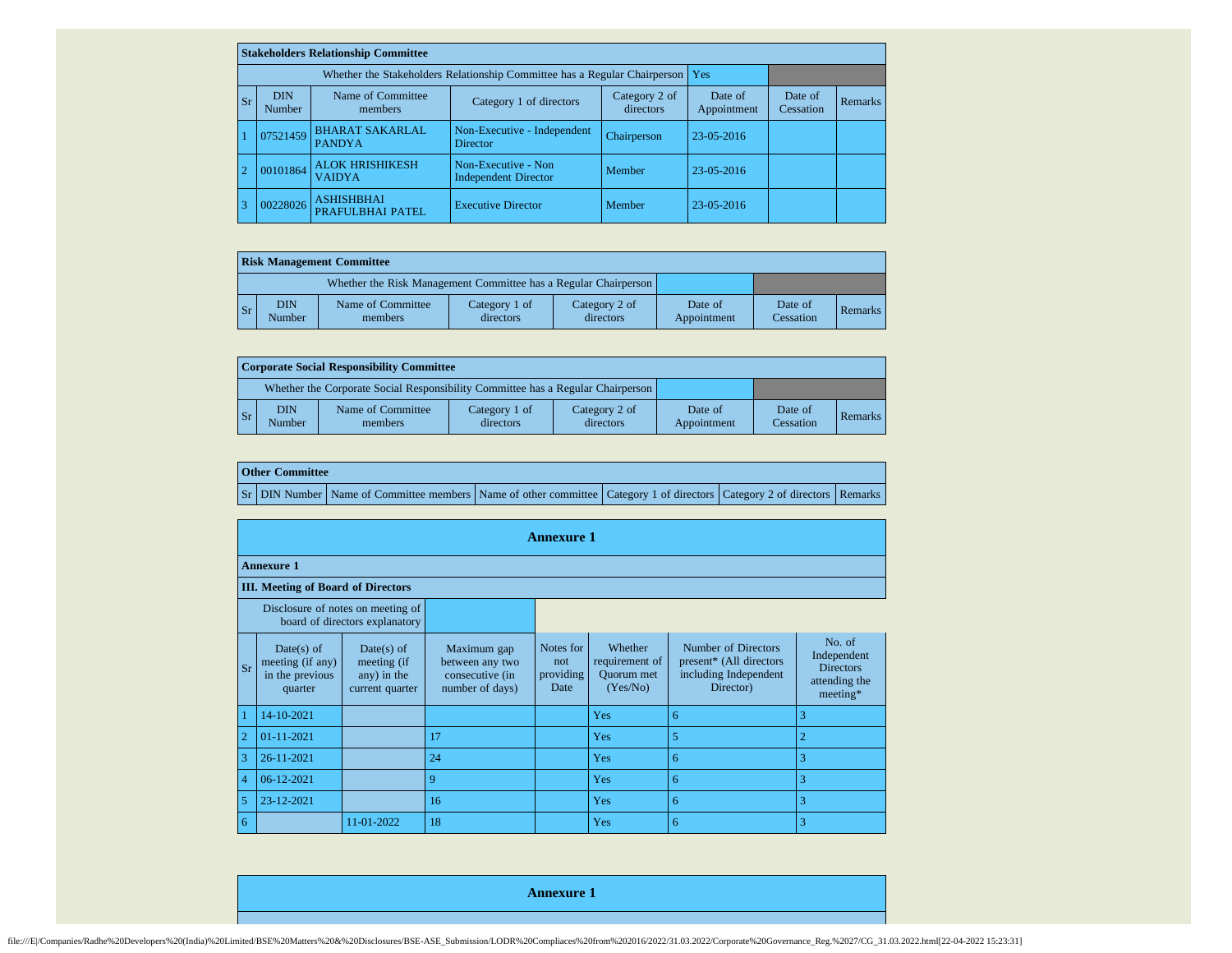| Stakeholders Relationship Committee | | | | | | | |
|---|---|---|---|---|---|---|---|
| Whether the Stakeholders Relationship Committee has a Regular Chairperson | | | | | Yes | | |
| Sr | DIN Number | Name of Committee members | Category 1 of directors | Category 2 of directors | Date of Appointment | Date of Cessation | Remarks |
| 1 | 07521459 | BHARAT SAKARLAL PANDYA | Non-Executive - Independent Director | Chairperson | 23-05-2016 | | |
| 2 | 00101864 | ALOK HRISHIKESH VAIDYA | Non-Executive - Non Independent Director | Member | 23-05-2016 | | |
| 3 | 00228026 | ASHISHBHAI PRAFULBHAI PATEL | Executive Director | Member | 23-05-2016 | | |

| Risk Management Committee | | | | | | | |
|---|---|---|---|---|---|---|---|
| Whether the Risk Management Committee has a Regular Chairperson | | | | | | | |
| Sr | DIN Number | Name of Committee members | Category 1 of directors | Category 2 of directors | Date of Appointment | Date of Cessation | Remarks |

| Corporate Social Responsibility Committee | | | | | | | |
|---|---|---|---|---|---|---|---|
| Whether the Corporate Social Responsibility Committee has a Regular Chairperson | | | | | | | |
| Sr | DIN Number | Name of Committee members | Category 1 of directors | Category 2 of directors | Date of Appointment | Date of Cessation | Remarks |

| Other Committee | | | | | | |
|---|---|---|---|---|---|---|
| Sr | DIN Number | Name of Committee members | Name of other committee | Category 1 of directors | Category 2 of directors | Remarks |

## Annexure 1

**Annexure 1**

**III. Meeting of Board of Directors**

| Disclosure of notes on meeting of board of directors explanatory | | | | | | | |
|---|---|---|---|---|---|---|---|
| Sr | Date(s) of meeting (if any) in the previous quarter | Date(s) of meeting (if any) in the current quarter | Maximum gap between any two consecutive (in number of days) | Notes for not providing Date | Whether requirement of Quorum met (Yes/No) | Number of Directors present* (All directors including Independent Director) | No. of Independent Directors attending the meeting* |
| 1 | 14-10-2021 | | | | Yes | 6 | 3 |
| 2 | 01-11-2021 | | 17 | | Yes | 5 | 2 |
| 3 | 26-11-2021 | | 24 | | Yes | 6 | 3 |
| 4 | 06-12-2021 | | 9 | | Yes | 6 | 3 |
| 5 | 23-12-2021 | | 16 | | Yes | 6 | 3 |
| 6 | | 11-01-2022 | 18 | | Yes | 6 | 3 |

## Annexure 1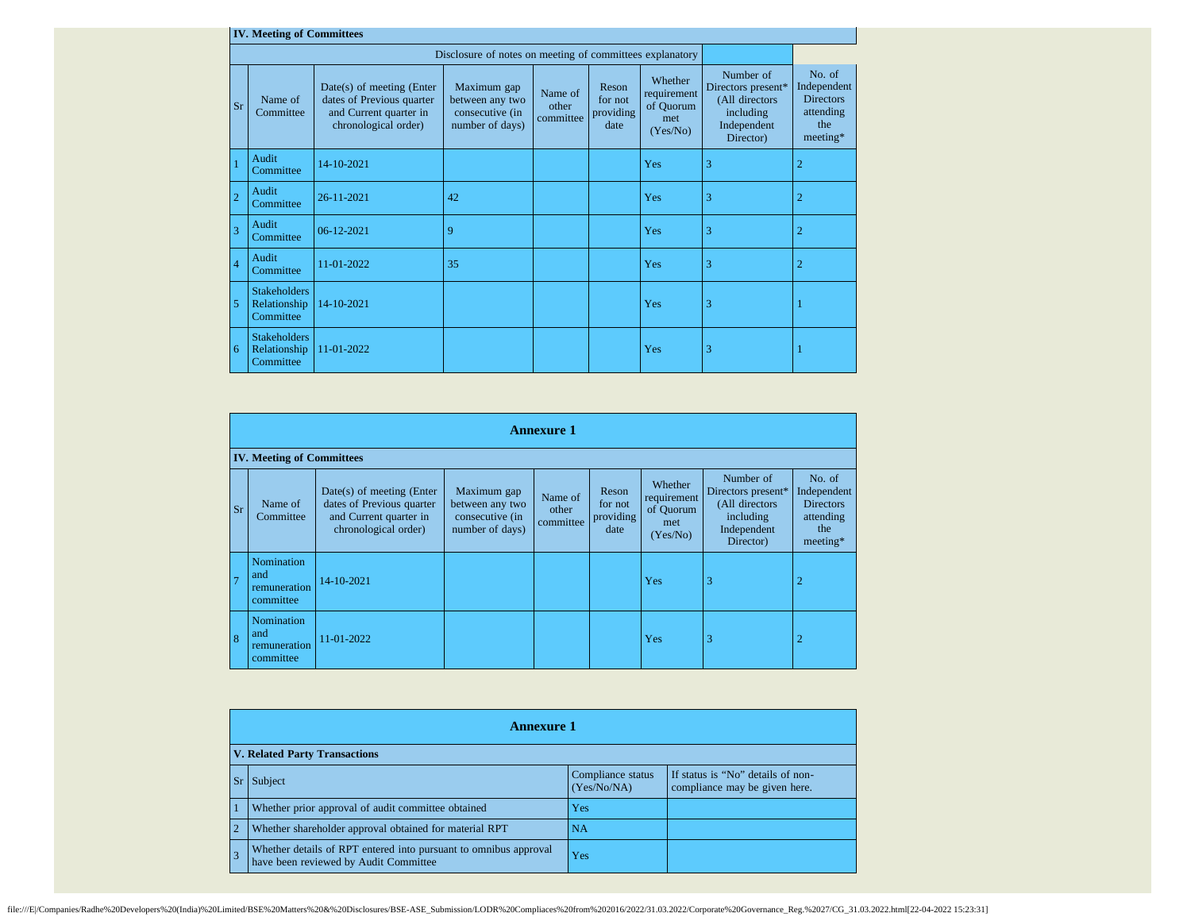**IV. Meeting of Committees**

Disclosure of notes on meeting of committees explanatory

| Sr | Name of Committee | Date(s) of meeting (Enter dates of Previous quarter and Current quarter in chronological order) | Maximum gap between any two consecutive (in number of days) | Name of other committee | Reson for not providing date | Whether requirement of Quorum met (Yes/No) | Number of Directors present* (All directors including Independent Director) | No. of Independent Directors attending the meeting* |
|---|---|---|---|---|---|---|---|---|
| 1 | Audit Committee | 14-10-2021 | | | | Yes | 3 | 2 |
| 2 | Audit Committee | 26-11-2021 | 42 | | | Yes | 3 | 2 |
| 3 | Audit Committee | 06-12-2021 | 9 | | | Yes | 3 | 2 |
| 4 | Audit Committee | 11-01-2022 | 35 | | | Yes | 3 | 2 |
| 5 | Stakeholders Relationship Committee | 14-10-2021 | | | | Yes | 3 | 1 |
| 6 | Stakeholders Relationship Committee | 11-01-2022 | | | | Yes | 3 | 1 |

**Annexure 1**

**IV. Meeting of Committees**

| Sr | Name of Committee | Date(s) of meeting (Enter dates of Previous quarter and Current quarter in chronological order) | Maximum gap between any two consecutive (in number of days) | Name of other committee | Reson for not providing date | Whether requirement of Quorum met (Yes/No) | Number of Directors present* (All directors including Independent Director) | No. of Independent Directors attending the meeting* |
|---|---|---|---|---|---|---|---|---|
| 7 | Nomination and remuneration committee | 14-10-2021 | | | | Yes | 3 | 2 |
| 8 | Nomination and remuneration committee | 11-01-2022 | | | | Yes | 3 | 2 |

**Annexure 1**

**V. Related Party Transactions**

| Sr | Subject | Compliance status (Yes/No/NA) | If status is "No" details of non-compliance may be given here. |
|---|---|---|---|
| 1 | Whether prior approval of audit committee obtained | Yes | |
| 2 | Whether shareholder approval obtained for material RPT | NA | |
| 3 | Whether details of RPT entered into pursuant to omnibus approval have been reviewed by Audit Committee | Yes | |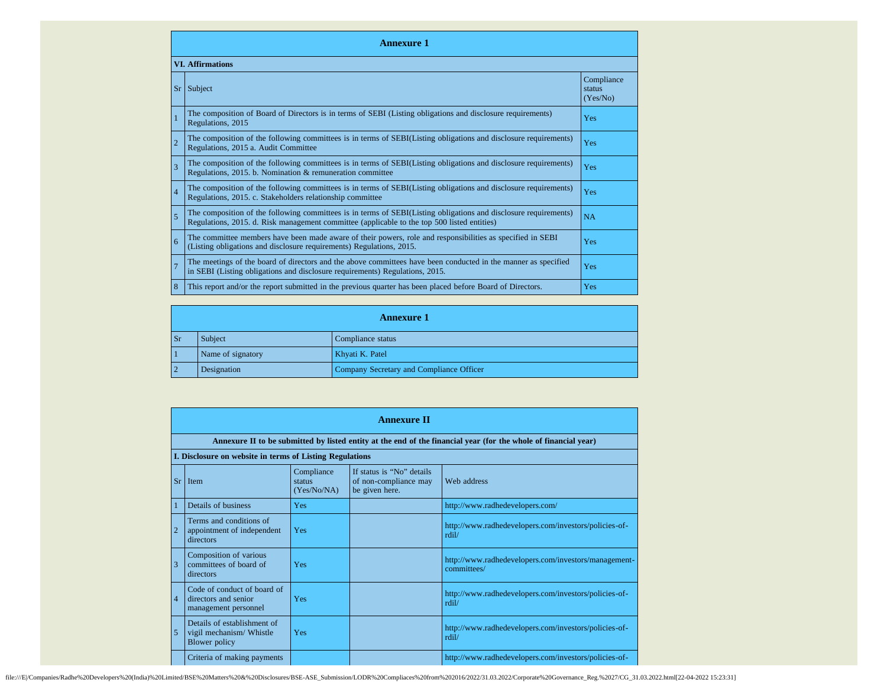| **Annexure 1** | | |
|---|---|---|
| **VI. Affirmations** | | |
| Sr | Subject | Compliance status (Yes/No) |
| 1 | The composition of Board of Directors is in terms of SEBI (Listing obligations and disclosure requirements) Regulations, 2015 | Yes |
| 2 | The composition of the following committees is in terms of SEBI(Listing obligations and disclosure requirements) Regulations, 2015 a. Audit Committee | Yes |
| 3 | The composition of the following committees is in terms of SEBI(Listing obligations and disclosure requirements) Regulations, 2015. b. Nomination & remuneration committee | Yes |
| 4 | The composition of the following committees is in terms of SEBI(Listing obligations and disclosure requirements) Regulations, 2015. c. Stakeholders relationship committee | Yes |
| 5 | The composition of the following committees is in terms of SEBI(Listing obligations and disclosure requirements) Regulations, 2015. d. Risk management committee (applicable to the top 500 listed entities) | NA |
| 6 | The committee members have been made aware of their powers, role and responsibilities as specified in SEBI (Listing obligations and disclosure requirements) Regulations, 2015. | Yes |
| 7 | The meetings of the board of directors and the above committees have been conducted in the manner as specified in SEBI (Listing obligations and disclosure requirements) Regulations, 2015. | Yes |
| 8 | This report and/or the report submitted in the previous quarter has been placed before Board of Directors. | Yes |

| **Annexure 1** | | |
|---|---|---|
| Sr | Subject | Compliance status |
| 1 | Name of signatory | Khyati K. Patel |
| 2 | Designation | Company Secretary and Compliance Officer |

| **Annexure II** | | | | |
|---|---|---|---|---|
| **Annexure II to be submitted by listed entity at the end of the financial year (for the whole of financial year)** | | | | |
| **I. Disclosure on website in terms of Listing Regulations** | | | | |
| Sr | Item | Compliance status (Yes/No/NA) | If status is "No" details of non-compliance may be given here. | Web address |
| 1 | Details of business | Yes | | http://www.radhedevelopers.com/ |
| 2 | Terms and conditions of appointment of independent directors | Yes | | http://www.radhedevelopers.com/investors/policies-of-rdil/ |
| 3 | Composition of various committees of board of directors | Yes | | http://www.radhedevelopers.com/investors/management-committees/ |
| 4 | Code of conduct of board of directors and senior management personnel | Yes | | http://www.radhedevelopers.com/investors/policies-of-rdil/ |
| 5 | Details of establishment of vigil mechanism/ Whistle Blower policy | Yes | | http://www.radhedevelopers.com/investors/policies-of-rdil/ |
| | Criteria of making payments | | | http://www.radhedevelopers.com/investors/policies-of- |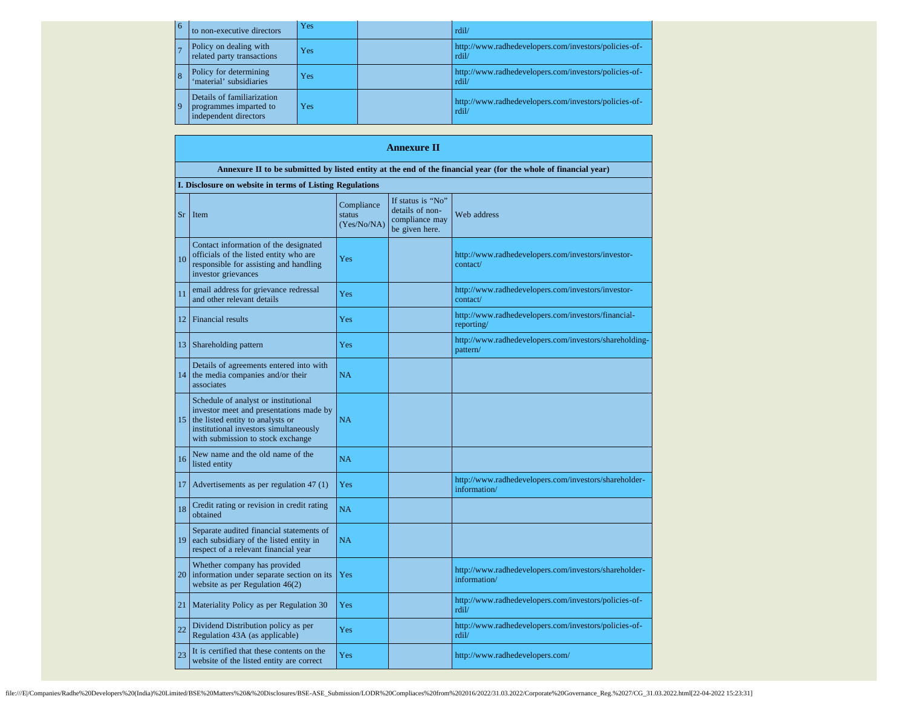| | | | | |
|---|---|---|---|---|
| 6 | to non-executive directors | Yes | | rdil/ |
| 7 | Policy on dealing with related party transactions | Yes | | http://www.radhedevelopers.com/investors/policies-of-rdil/ |
| 8 | Policy for determining 'material' subsidiaries | Yes | | http://www.radhedevelopers.com/investors/policies-of-rdil/ |
| 9 | Details of familiarization programmes imparted to independent directors | Yes | | http://www.radhedevelopers.com/investors/policies-of-rdil/ |

## Annexure II

**Annexure II to be submitted by listed entity at the end of the financial year (for the whole of financial year)**

**I. Disclosure on website in terms of Listing Regulations**

| Sr | Item | Compliance status (Yes/No/NA) | If status is "No" details of non-compliance may be given here. | Web address |
|---|---|---|---|---|
| 10 | Contact information of the designated officials of the listed entity who are responsible for assisting and handling investor grievances | Yes | | http://www.radhedevelopers.com/investors/investor-contact/ |
| 11 | email address for grievance redressal and other relevant details | Yes | | http://www.radhedevelopers.com/investors/investor-contact/ |
| 12 | Financial results | Yes | | http://www.radhedevelopers.com/investors/financial-reporting/ |
| 13 | Shareholding pattern | Yes | | http://www.radhedevelopers.com/investors/shareholding-pattern/ |
| 14 | Details of agreements entered into with the media companies and/or their associates | NA | | |
| 15 | Schedule of analyst or institutional investor meet and presentations made by the listed entity to analysts or institutional investors simultaneously with submission to stock exchange | NA | | |
| 16 | New name and the old name of the listed entity | NA | | |
| 17 | Advertisements as per regulation 47 (1) | Yes | | http://www.radhedevelopers.com/investors/shareholder-information/ |
| 18 | Credit rating or revision in credit rating obtained | NA | | |
| 19 | Separate audited financial statements of each subsidiary of the listed entity in respect of a relevant financial year | NA | | |
| 20 | Whether company has provided information under separate section on its website as per Regulation 46(2) | Yes | | http://www.radhedevelopers.com/investors/shareholder-information/ |
| 21 | Materiality Policy as per Regulation 30 | Yes | | http://www.radhedevelopers.com/investors/policies-of-rdil/ |
| 22 | Dividend Distribution policy as per Regulation 43A (as applicable) | Yes | | http://www.radhedevelopers.com/investors/policies-of-rdil/ |
| 23 | It is certified that these contents on the website of the listed entity are correct | Yes | | http://www.radhedevelopers.com/ |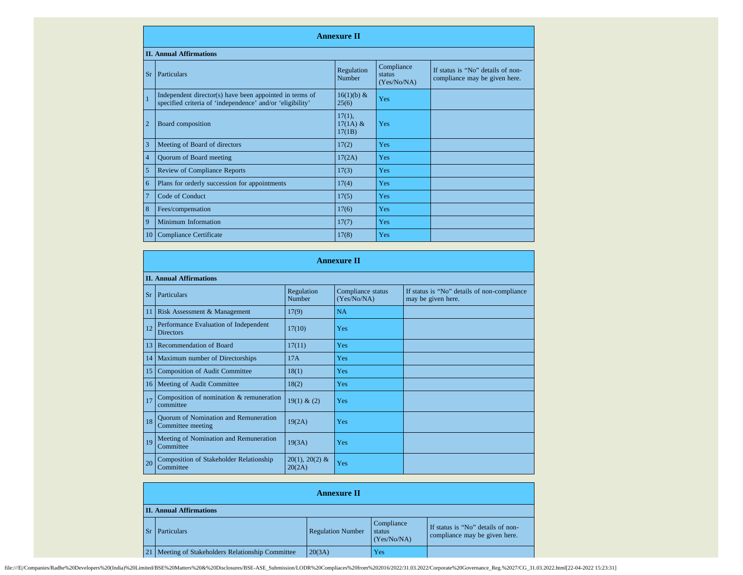## Annexure II

### II. Annual Affirmations

| Sr | Particulars | Regulation Number | Compliance status (Yes/No/NA) | If status is "No" details of non-compliance may be given here. |
|---|---|---|---|---|
| 1 | Independent director(s) have been appointed in terms of specified criteria of 'independence' and/or 'eligibility' | 16(1)(b) & 25(6) | Yes | |
| 2 | Board composition | 17(1), 17(1A) & 17(1B) | Yes | |
| 3 | Meeting of Board of directors | 17(2) | Yes | |
| 4 | Quorum of Board meeting | 17(2A) | Yes | |
| 5 | Review of Compliance Reports | 17(3) | Yes | |
| 6 | Plans for orderly succession for appointments | 17(4) | Yes | |
| 7 | Code of Conduct | 17(5) | Yes | |
| 8 | Fees/compensation | 17(6) | Yes | |
| 9 | Minimum Information | 17(7) | Yes | |
| 10 | Compliance Certificate | 17(8) | Yes | |

## Annexure II

### II. Annual Affirmations

| Sr | Particulars | Regulation Number | Compliance status (Yes/No/NA) | If status is "No" details of non-compliance may be given here. |
|---|---|---|---|---|
| 11 | Risk Assessment & Management | 17(9) | NA | |
| 12 | Performance Evaluation of Independent Directors | 17(10) | Yes | |
| 13 | Recommendation of Board | 17(11) | Yes | |
| 14 | Maximum number of Directorships | 17A | Yes | |
| 15 | Composition of Audit Committee | 18(1) | Yes | |
| 16 | Meeting of Audit Committee | 18(2) | Yes | |
| 17 | Composition of nomination & remuneration committee | 19(1) & (2) | Yes | |
| 18 | Quorum of Nomination and Remuneration Committee meeting | 19(2A) | Yes | |
| 19 | Meeting of Nomination and Remuneration Committee | 19(3A) | Yes | |
| 20 | Composition of Stakeholder Relationship Committee | 20(1), 20(2) & 20(2A) | Yes | |

## Annexure II

### II. Annual Affirmations

| Sr | Particulars | Regulation Number | Compliance status (Yes/No/NA) | If status is "No" details of non-compliance may be given here. |
|---|---|---|---|---|
| 21 | Meeting of Stakeholders Relationship Committee | 20(3A) | Yes | |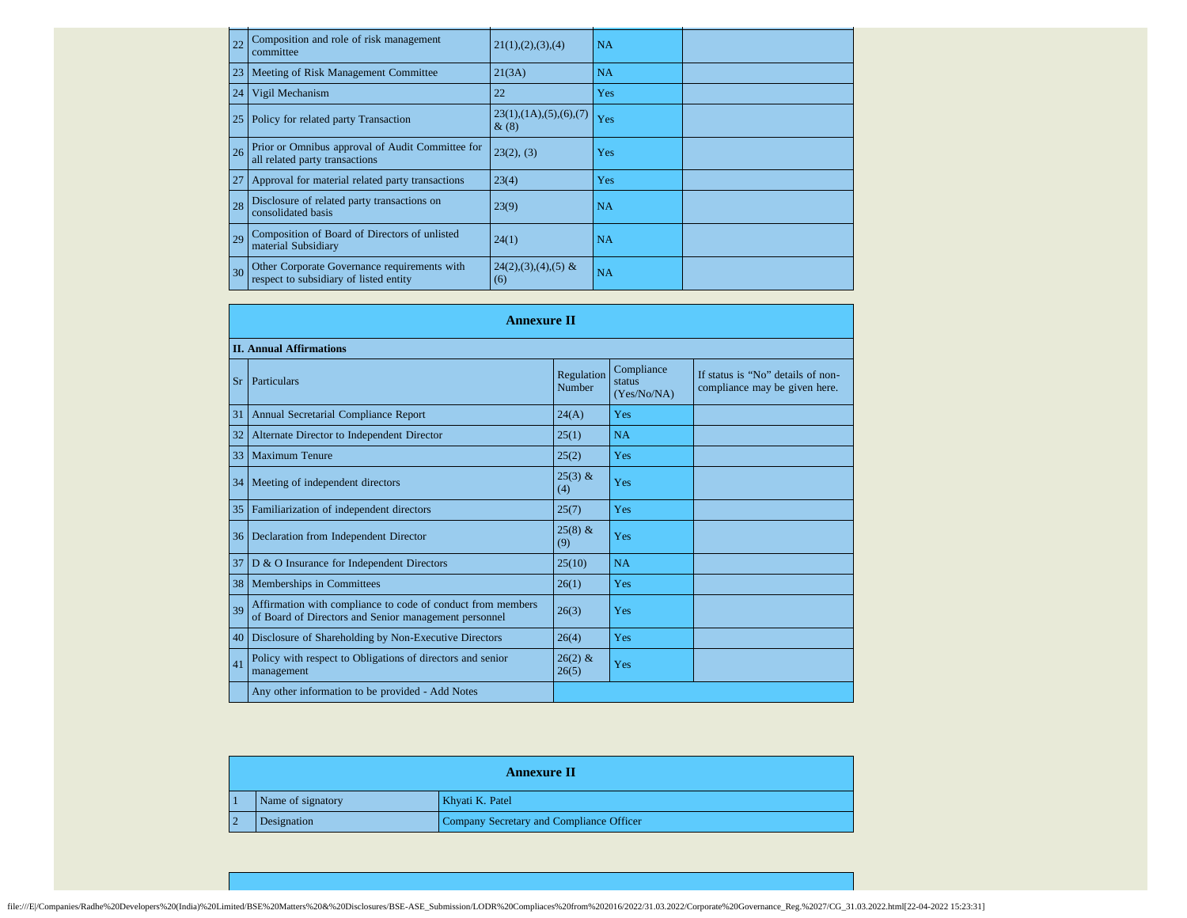| | | | | |
|---|---|---|---|---|
| 22 | Composition and role of risk management committee | 21(1),(2),(3),(4) | NA | |
| 23 | Meeting of Risk Management Committee | 21(3A) | NA | |
| 24 | Vigil Mechanism | 22 | Yes | |
| 25 | Policy for related party Transaction | 23(1),(1A),(5),(6),(7) & (8) | Yes | |
| 26 | Prior or Omnibus approval of Audit Committee for all related party transactions | 23(2), (3) | Yes | |
| 27 | Approval for material related party transactions | 23(4) | Yes | |
| 28 | Disclosure of related party transactions on consolidated basis | 23(9) | NA | |
| 29 | Composition of Board of Directors of unlisted material Subsidiary | 24(1) | NA | |
| 30 | Other Corporate Governance requirements with respect to subsidiary of listed entity | 24(2),(3),(4),(5) & (6) | NA | |

## Annexure II

**II. Annual Affirmations**

| Sr | Particulars | Regulation Number | Compliance status (Yes/No/NA) | If status is "No" details of non-compliance may be given here. |
|---|---|---|---|---|
| 31 | Annual Secretarial Compliance Report | 24(A) | Yes | |
| 32 | Alternate Director to Independent Director | 25(1) | NA | |
| 33 | Maximum Tenure | 25(2) | Yes | |
| 34 | Meeting of independent directors | 25(3) & (4) | Yes | |
| 35 | Familiarization of independent directors | 25(7) | Yes | |
| 36 | Declaration from Independent Director | 25(8) & (9) | Yes | |
| 37 | D & O Insurance for Independent Directors | 25(10) | NA | |
| 38 | Memberships in Committees | 26(1) | Yes | |
| 39 | Affirmation with compliance to code of conduct from members of Board of Directors and Senior management personnel | 26(3) | Yes | |
| 40 | Disclosure of Shareholding by Non-Executive Directors | 26(4) | Yes | |
| 41 | Policy with respect to Obligations of directors and senior management | 26(2) & 26(5) | Yes | |
| | Any other information to be provided - Add Notes | | | |

## Annexure II

| | | |
|---|---|---|
| 1 | Name of signatory | Khyati K. Patel |
| 2 | Designation | Company Secretary and Compliance Officer |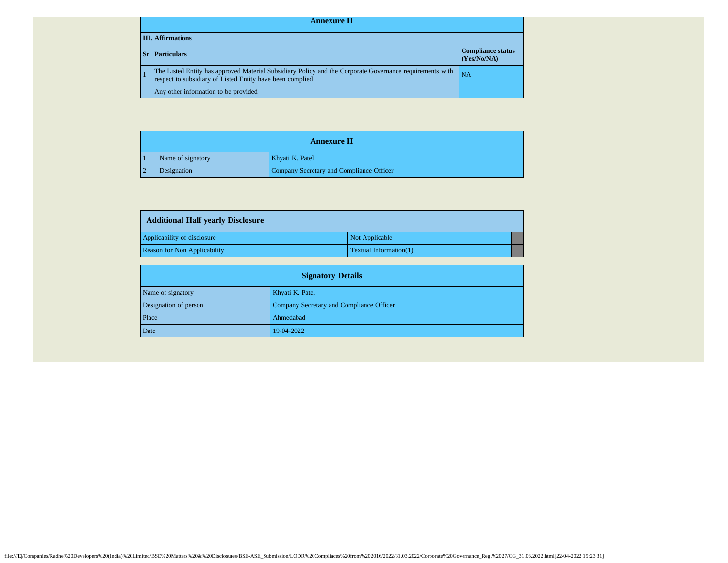## Annexure II

| III. Affirmations | | |
|---|---|---|
| **Sr** | **Particulars** | **Compliance status (Yes/No/NA)** |
| 1 | The Listed Entity has approved Material Subsidiary Policy and the Corporate Governance requirements with respect to subsidiary of Listed Entity have been complied | NA |
| | Any other information to be provided | |

## Annexure II

| | | |
|---|---|---|
| 1 | Name of signatory | Khyati K. Patel |
| 2 | Designation | Company Secretary and Compliance Officer |

### Additional Half yearly Disclosure

| | |
|---|---|
| Applicability of disclosure | Not Applicable |
| Reason for Non Applicability | Textual Information(1) |

## Signatory Details

| | |
|---|---|
| Name of signatory | Khyati K. Patel |
| Designation of person | Company Secretary and Compliance Officer |
| Place | Ahmedabad |
| Date | 19-04-2022 |